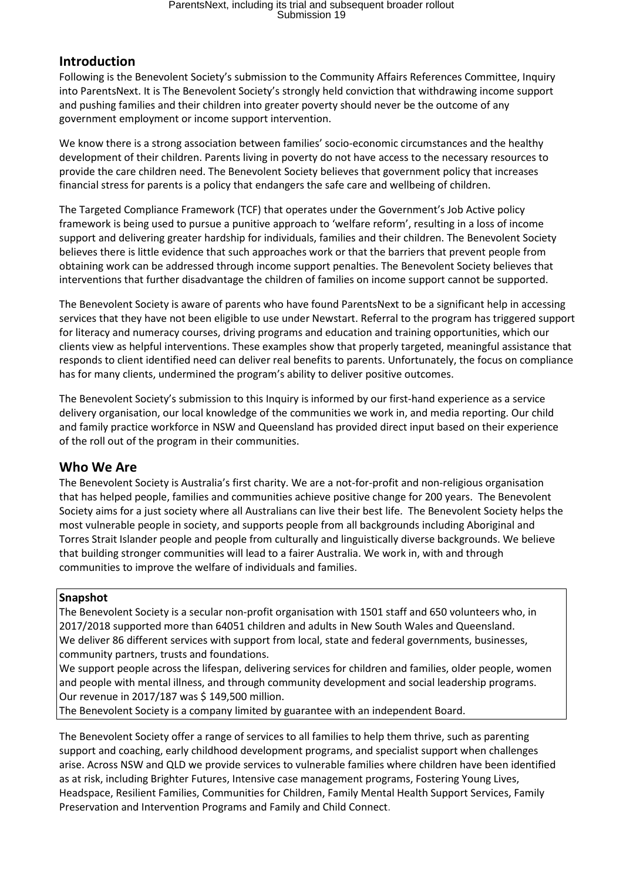## Introduction

Following is the Benevolent Society's submission to the Community Affairs References Committee, Inquiry into ParentsNext. It is The Benevolent Society's strongly held conviction that withdrawing income support and pushing families and their children into greater poverty should never be the outcome of any government employment or income support intervention.

We know there is a strong association between families' socio-economic circumstances and the healthy development of their children. Parents living in poverty do not have access to the necessary resources to provide the care children need. The Benevolent Society believes that government policy that increases financial stress for parents is a policy that endangers the safe care and wellbeing of children.

The Targeted Compliance Framework (TCF) that operates under the Government's Job Active policy framework is being used to pursue a punitive approach to 'welfare reform', resulting in a loss of income support and delivering greater hardship for individuals, families and their children. The Benevolent Society believes there is little evidence that such approaches work or that the barriers that prevent people from obtaining work can be addressed through income support penalties. The Benevolent Society believes that interventions that further disadvantage the children of families on income support cannot be supported.

The Benevolent Society is aware of parents who have found ParentsNext to be a significant help in accessing services that they have not been eligible to use under Newstart. Referral to the program has triggered support for literacy and numeracy courses, driving programs and education and training opportunities, which our clients view as helpful interventions. These examples show that properly targeted, meaningful assistance that responds to client identified need can deliver real benefits to parents. Unfortunately, the focus on compliance has for many clients, undermined the program's ability to deliver positive outcomes.

The Benevolent Society's submission to this Inquiry is informed by our first-hand experience as a service delivery organisation, our local knowledge of the communities we work in, and media reporting. Our child and family practice workforce in NSW and Queensland has provided direct input based on their experience of the roll out of the program in their communities.

## Who We Are

The Benevolent Society is Australia's first charity. We are a not-for-profit and non-religious organisation that has helped people, families and communities achieve positive change for 200 years. The Benevolent Society aims for a just society where all Australians can live their best life. The Benevolent Society helps the most vulnerable people in society, and supports people from all backgrounds including Aboriginal and Torres Strait Islander people and people from culturally and linguistically diverse backgrounds. We believe that building stronger communities will lead to a fairer Australia. We work in, with and through communities to improve the welfare of individuals and families.

> **Snapshot**
>
> The Benevolent Society is a secular non-profit organisation with 1501 staff and 650 volunteers who, in 2017/2018 supported more than 64051 children and adults in New South Wales and Queensland.
>
> We deliver 86 different services with support from local, state and federal governments, businesses, community partners, trusts and foundations.
>
> We support people across the lifespan, delivering services for children and families, older people, women and people with mental illness, and through community development and social leadership programs.
>
> Our revenue in 2017/187 was $ 149,500 million.
>
> The Benevolent Society is a company limited by guarantee with an independent Board.

The Benevolent Society offer a range of services to all families to help them thrive, such as parenting support and coaching, early childhood development programs, and specialist support when challenges arise. Across NSW and QLD we provide services to vulnerable families where children have been identified as at risk, including Brighter Futures, Intensive case management programs, Fostering Young Lives, Headspace, Resilient Families, Communities for Children, Family Mental Health Support Services, Family Preservation and Intervention Programs and Family and Child Connect.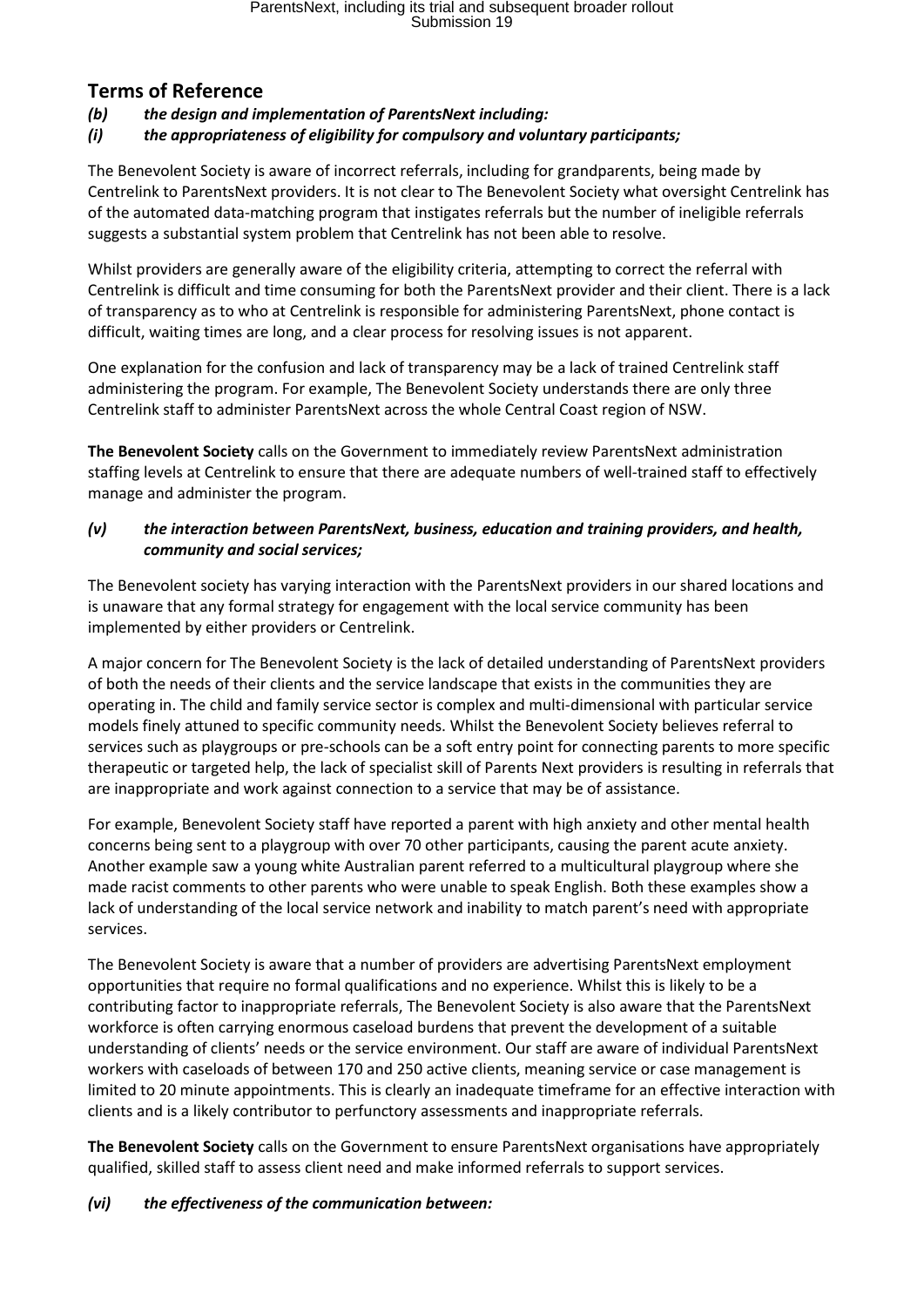## Terms of Reference

***(b) the design and implementation of ParentsNext including:***

***(i) the appropriateness of eligibility for compulsory and voluntary participants;***

The Benevolent Society is aware of incorrect referrals, including for grandparents, being made by Centrelink to ParentsNext providers. It is not clear to The Benevolent Society what oversight Centrelink has of the automated data-matching program that instigates referrals but the number of ineligible referrals suggests a substantial system problem that Centrelink has not been able to resolve.

Whilst providers are generally aware of the eligibility criteria, attempting to correct the referral with Centrelink is difficult and time consuming for both the ParentsNext provider and their client. There is a lack of transparency as to who at Centrelink is responsible for administering ParentsNext, phone contact is difficult, waiting times are long, and a clear process for resolving issues is not apparent.

One explanation for the confusion and lack of transparency may be a lack of trained Centrelink staff administering the program. For example, The Benevolent Society understands there are only three Centrelink staff to administer ParentsNext across the whole Central Coast region of NSW.

**The Benevolent Society** calls on the Government to immediately review ParentsNext administration staffing levels at Centrelink to ensure that there are adequate numbers of well-trained staff to effectively manage and administer the program.

***(v) the interaction between ParentsNext, business, education and training providers, and health, community and social services;***

The Benevolent society has varying interaction with the ParentsNext providers in our shared locations and is unaware that any formal strategy for engagement with the local service community has been implemented by either providers or Centrelink.

A major concern for The Benevolent Society is the lack of detailed understanding of ParentsNext providers of both the needs of their clients and the service landscape that exists in the communities they are operating in. The child and family service sector is complex and multi-dimensional with particular service models finely attuned to specific community needs. Whilst the Benevolent Society believes referral to services such as playgroups or pre-schools can be a soft entry point for connecting parents to more specific therapeutic or targeted help, the lack of specialist skill of Parents Next providers is resulting in referrals that are inappropriate and work against connection to a service that may be of assistance.

For example, Benevolent Society staff have reported a parent with high anxiety and other mental health concerns being sent to a playgroup with over 70 other participants, causing the parent acute anxiety. Another example saw a young white Australian parent referred to a multicultural playgroup where she made racist comments to other parents who were unable to speak English. Both these examples show a lack of understanding of the local service network and inability to match parent's need with appropriate services.

The Benevolent Society is aware that a number of providers are advertising ParentsNext employment opportunities that require no formal qualifications and no experience. Whilst this is likely to be a contributing factor to inappropriate referrals, The Benevolent Society is also aware that the ParentsNext workforce is often carrying enormous caseload burdens that prevent the development of a suitable understanding of clients' needs or the service environment. Our staff are aware of individual ParentsNext workers with caseloads of between 170 and 250 active clients, meaning service or case management is limited to 20 minute appointments. This is clearly an inadequate timeframe for an effective interaction with clients and is a likely contributor to perfunctory assessments and inappropriate referrals.

**The Benevolent Society** calls on the Government to ensure ParentsNext organisations have appropriately qualified, skilled staff to assess client need and make informed referrals to support services.

***(vi) the effectiveness of the communication between:***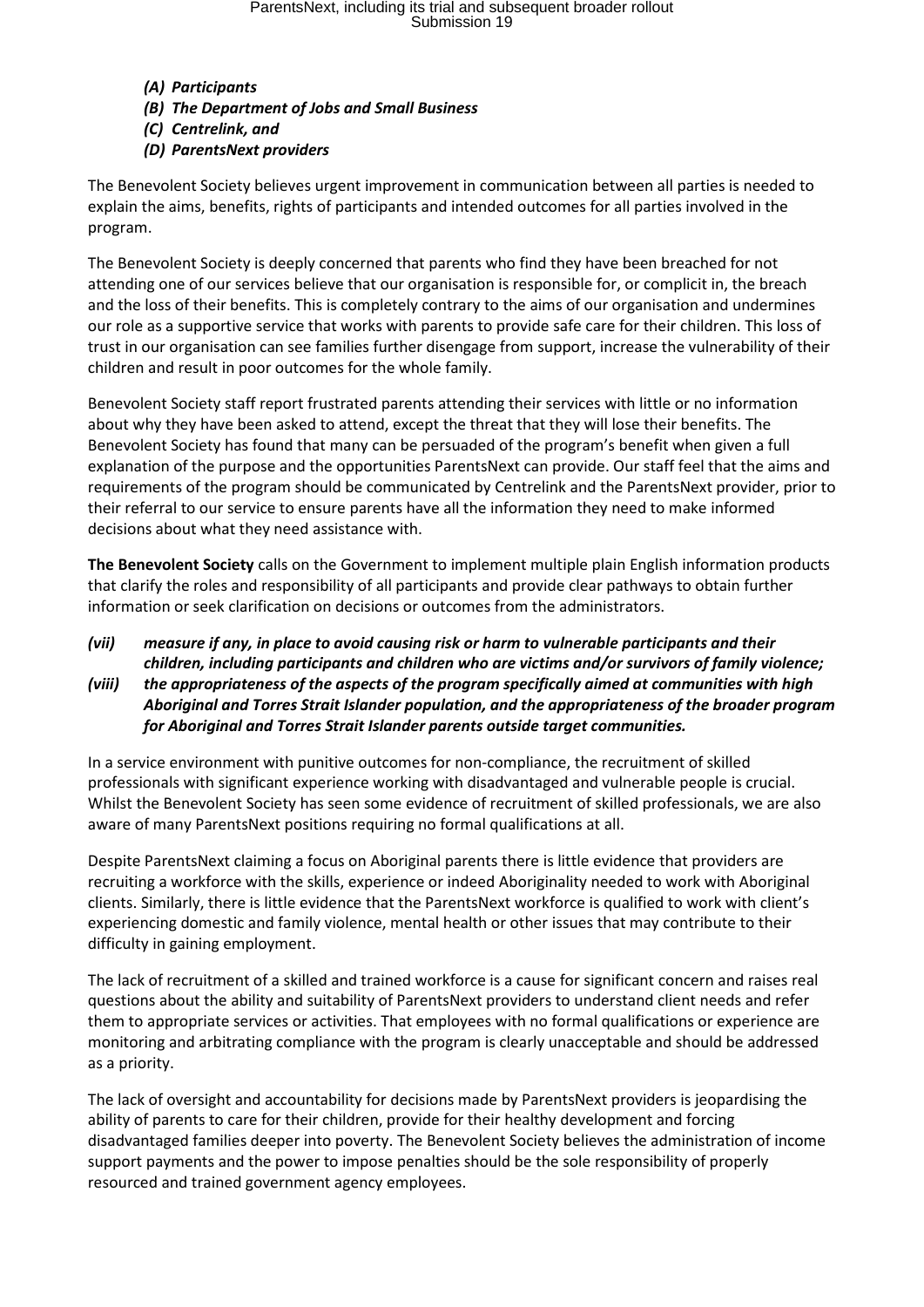*(A) Participants*
*(B) The Department of Jobs and Small Business*
*(C) Centrelink, and*
*(D) ParentsNext providers*

The Benevolent Society believes urgent improvement in communication between all parties is needed to explain the aims, benefits, rights of participants and intended outcomes for all parties involved in the program.

The Benevolent Society is deeply concerned that parents who find they have been breached for not attending one of our services believe that our organisation is responsible for, or complicit in, the breach and the loss of their benefits. This is completely contrary to the aims of our organisation and undermines our role as a supportive service that works with parents to provide safe care for their children. This loss of trust in our organisation can see families further disengage from support, increase the vulnerability of their children and result in poor outcomes for the whole family.

Benevolent Society staff report frustrated parents attending their services with little or no information about why they have been asked to attend, except the threat that they will lose their benefits. The Benevolent Society has found that many can be persuaded of the program's benefit when given a full explanation of the purpose and the opportunities ParentsNext can provide. Our staff feel that the aims and requirements of the program should be communicated by Centrelink and the ParentsNext provider, prior to their referral to our service to ensure parents have all the information they need to make informed decisions about what they need assistance with.

**The Benevolent Society** calls on the Government to implement multiple plain English information products that clarify the roles and responsibility of all participants and provide clear pathways to obtain further information or seek clarification on decisions or outcomes from the administrators.

***(vii) measure if any, in place to avoid causing risk or harm to vulnerable participants and their children, including participants and children who are victims and/or survivors of family violence;***

***(viii) the appropriateness of the aspects of the program specifically aimed at communities with high Aboriginal and Torres Strait Islander population, and the appropriateness of the broader program for Aboriginal and Torres Strait Islander parents outside target communities.***

In a service environment with punitive outcomes for non-compliance, the recruitment of skilled professionals with significant experience working with disadvantaged and vulnerable people is crucial. Whilst the Benevolent Society has seen some evidence of recruitment of skilled professionals, we are also aware of many ParentsNext positions requiring no formal qualifications at all.

Despite ParentsNext claiming a focus on Aboriginal parents there is little evidence that providers are recruiting a workforce with the skills, experience or indeed Aboriginality needed to work with Aboriginal clients. Similarly, there is little evidence that the ParentsNext workforce is qualified to work with client's experiencing domestic and family violence, mental health or other issues that may contribute to their difficulty in gaining employment.

The lack of recruitment of a skilled and trained workforce is a cause for significant concern and raises real questions about the ability and suitability of ParentsNext providers to understand client needs and refer them to appropriate services or activities. That employees with no formal qualifications or experience are monitoring and arbitrating compliance with the program is clearly unacceptable and should be addressed as a priority.

The lack of oversight and accountability for decisions made by ParentsNext providers is jeopardising the ability of parents to care for their children, provide for their healthy development and forcing disadvantaged families deeper into poverty. The Benevolent Society believes the administration of income support payments and the power to impose penalties should be the sole responsibility of properly resourced and trained government agency employees.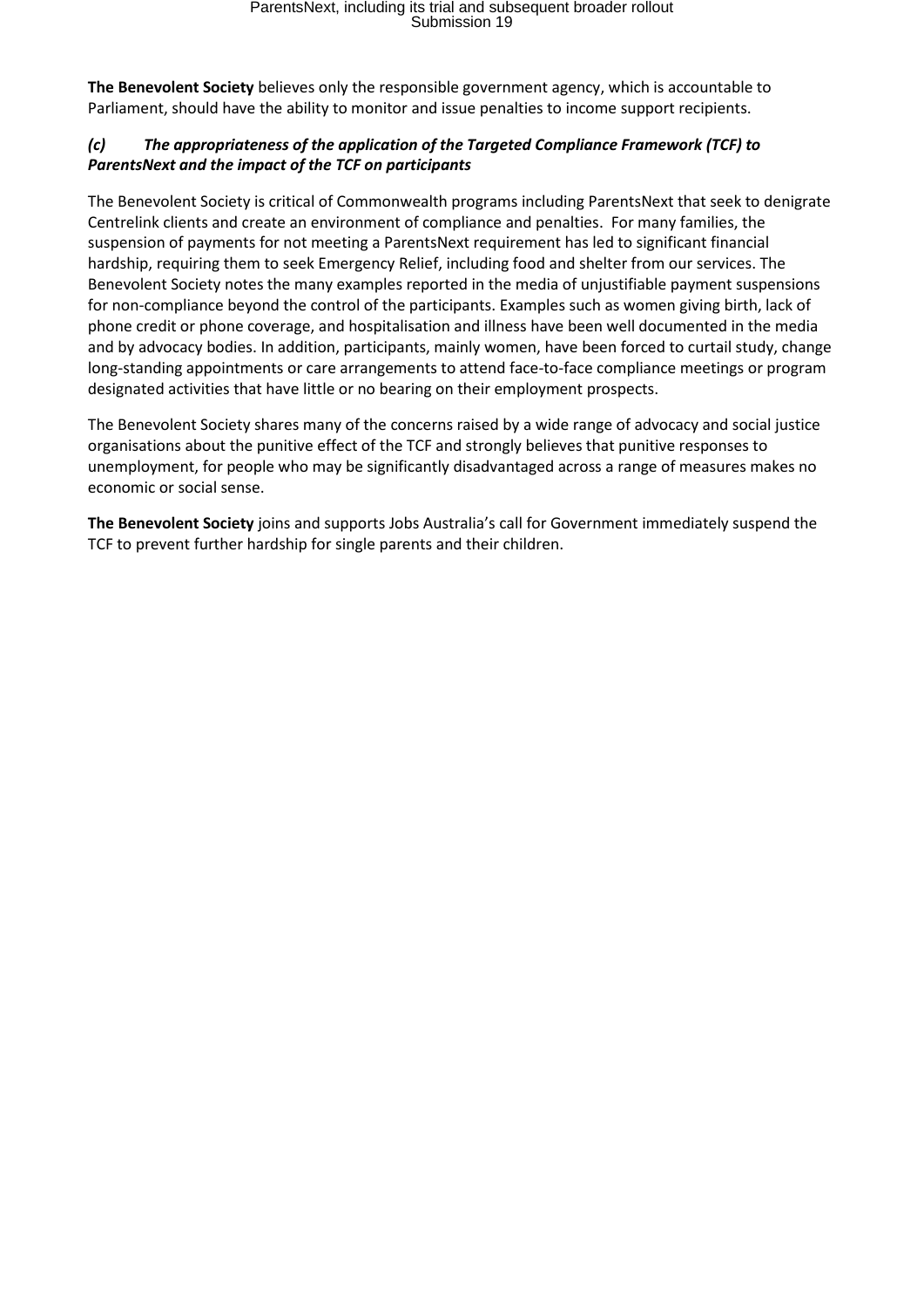**The Benevolent Society** believes only the responsible government agency, which is accountable to Parliament, should have the ability to monitor and issue penalties to income support recipients.

### *(c) The appropriateness of the application of the Targeted Compliance Framework (TCF) to ParentsNext and the impact of the TCF on participants*

The Benevolent Society is critical of Commonwealth programs including ParentsNext that seek to denigrate Centrelink clients and create an environment of compliance and penalties. For many families, the suspension of payments for not meeting a ParentsNext requirement has led to significant financial hardship, requiring them to seek Emergency Relief, including food and shelter from our services. The Benevolent Society notes the many examples reported in the media of unjustifiable payment suspensions for non-compliance beyond the control of the participants. Examples such as women giving birth, lack of phone credit or phone coverage, and hospitalisation and illness have been well documented in the media and by advocacy bodies. In addition, participants, mainly women, have been forced to curtail study, change long-standing appointments or care arrangements to attend face-to-face compliance meetings or program designated activities that have little or no bearing on their employment prospects.

The Benevolent Society shares many of the concerns raised by a wide range of advocacy and social justice organisations about the punitive effect of the TCF and strongly believes that punitive responses to unemployment, for people who may be significantly disadvantaged across a range of measures makes no economic or social sense.

**The Benevolent Society** joins and supports Jobs Australia's call for Government immediately suspend the TCF to prevent further hardship for single parents and their children.